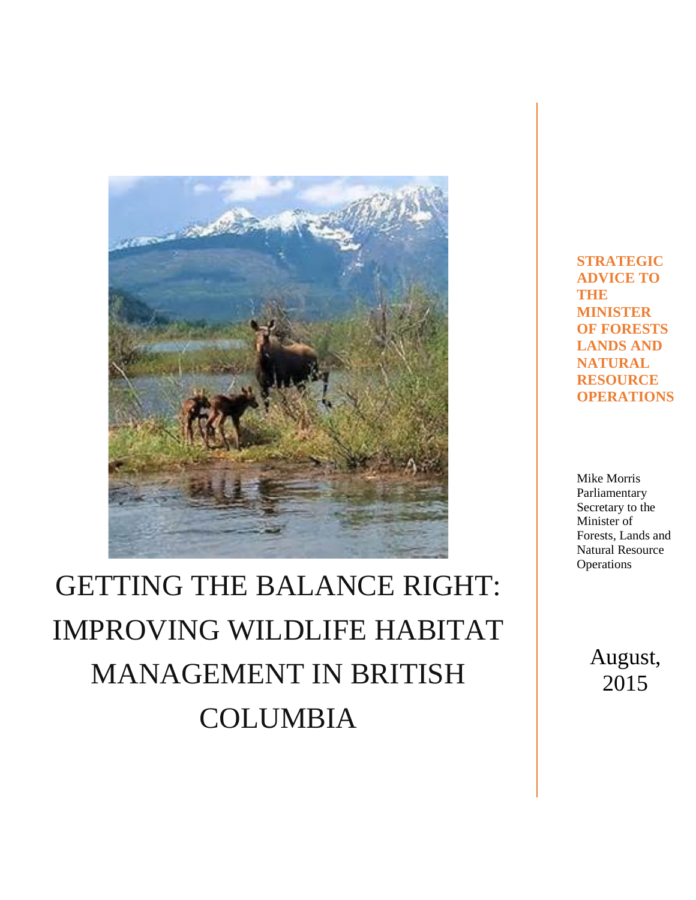# GETTING THE BALANCE RIGHT: IMPROVING WILDLIFE HABITAT MANAGEMENT IN BRITISH COLUMBIA

**STRATEGIC ADVICE TO THE MINISTER OF FORESTS LANDS AND NATURAL RESOURCE OPERATIONS**

Mike Morris
Parliamentary Secretary to the Minister of Forests, Lands and Natural Resource Operations

August, 2015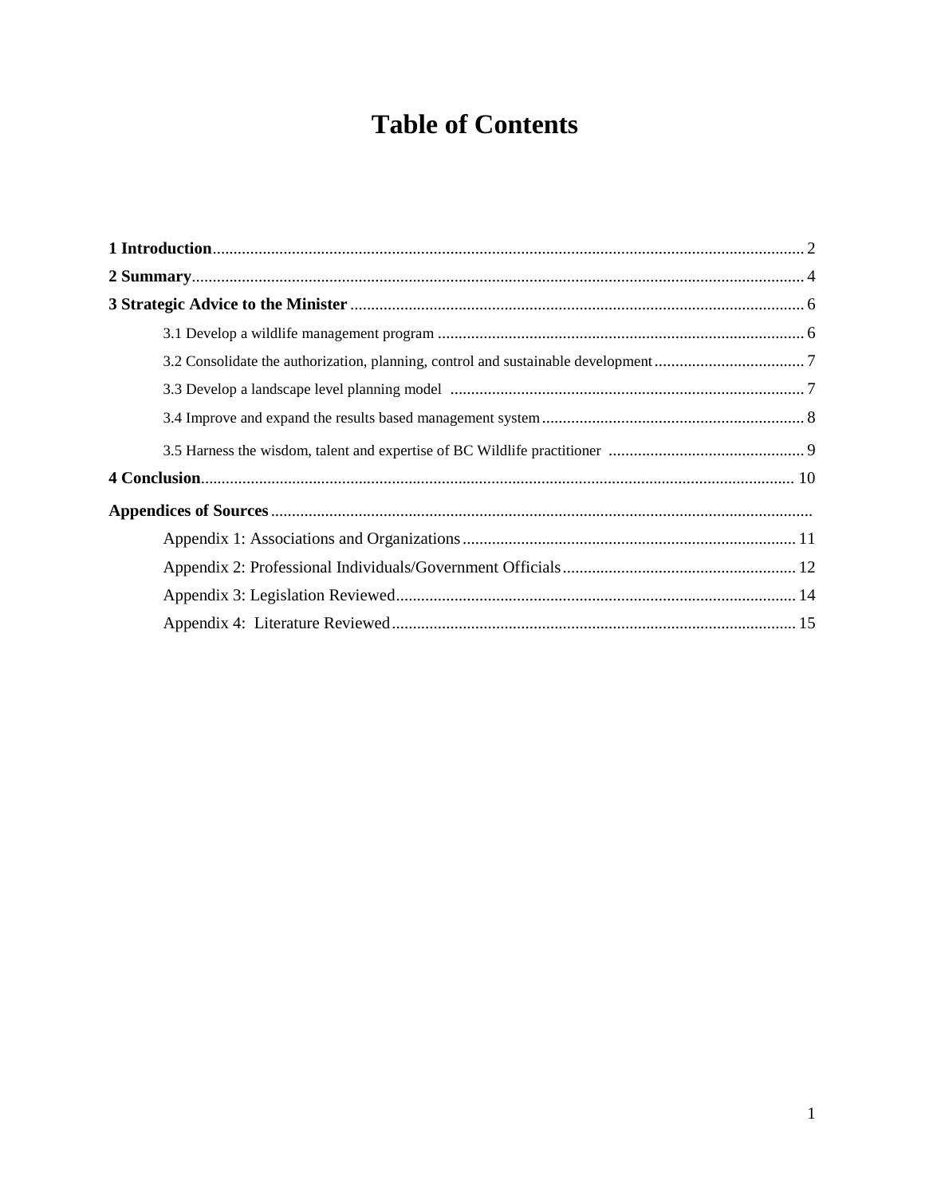# Table of Contents

**1 Introduction** .......... 2

**2 Summary** .......... 4

**3 Strategic Advice to the Minister** .......... 6

- 3.1 Develop a wildlife management program .......... 6
- 3.2 Consolidate the authorization, planning, control and sustainable development .......... 7
- 3.3 Develop a landscape level planning model .......... 7
- 3.4 Improve and expand the results based management system .......... 8
- 3.5 Harness the wisdom, talent and expertise of BC Wildlife practitioner .......... 9

**4 Conclusion** .......... 10

**Appendices of Sources** ..........

- Appendix 1: Associations and Organizations .......... 11
- Appendix 2: Professional Individuals/Government Officials .......... 12
- Appendix 3: Legislation Reviewed .......... 14
- Appendix 4: Literature Reviewed .......... 15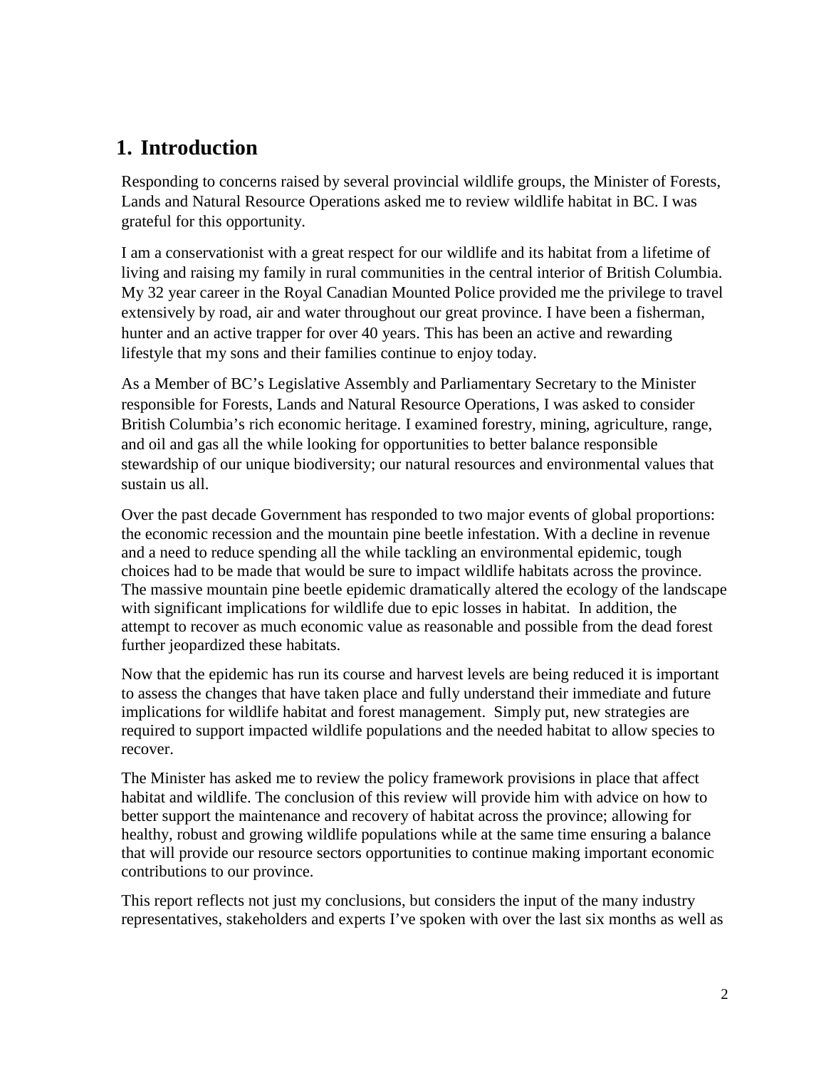# 1. Introduction

Responding to concerns raised by several provincial wildlife groups, the Minister of Forests, Lands and Natural Resource Operations asked me to review wildlife habitat in BC. I was grateful for this opportunity.

I am a conservationist with a great respect for our wildlife and its habitat from a lifetime of living and raising my family in rural communities in the central interior of British Columbia. My 32 year career in the Royal Canadian Mounted Police provided me the privilege to travel extensively by road, air and water throughout our great province. I have been a fisherman, hunter and an active trapper for over 40 years. This has been an active and rewarding lifestyle that my sons and their families continue to enjoy today.

As a Member of BC's Legislative Assembly and Parliamentary Secretary to the Minister responsible for Forests, Lands and Natural Resource Operations, I was asked to consider British Columbia's rich economic heritage. I examined forestry, mining, agriculture, range, and oil and gas all the while looking for opportunities to better balance responsible stewardship of our unique biodiversity; our natural resources and environmental values that sustain us all.

Over the past decade Government has responded to two major events of global proportions: the economic recession and the mountain pine beetle infestation. With a decline in revenue and a need to reduce spending all the while tackling an environmental epidemic, tough choices had to be made that would be sure to impact wildlife habitats across the province. The massive mountain pine beetle epidemic dramatically altered the ecology of the landscape with significant implications for wildlife due to epic losses in habitat. In addition, the attempt to recover as much economic value as reasonable and possible from the dead forest further jeopardized these habitats.

Now that the epidemic has run its course and harvest levels are being reduced it is important to assess the changes that have taken place and fully understand their immediate and future implications for wildlife habitat and forest management. Simply put, new strategies are required to support impacted wildlife populations and the needed habitat to allow species to recover.

The Minister has asked me to review the policy framework provisions in place that affect habitat and wildlife. The conclusion of this review will provide him with advice on how to better support the maintenance and recovery of habitat across the province; allowing for healthy, robust and growing wildlife populations while at the same time ensuring a balance that will provide our resource sectors opportunities to continue making important economic contributions to our province.

This report reflects not just my conclusions, but considers the input of the many industry representatives, stakeholders and experts I've spoken with over the last six months as well as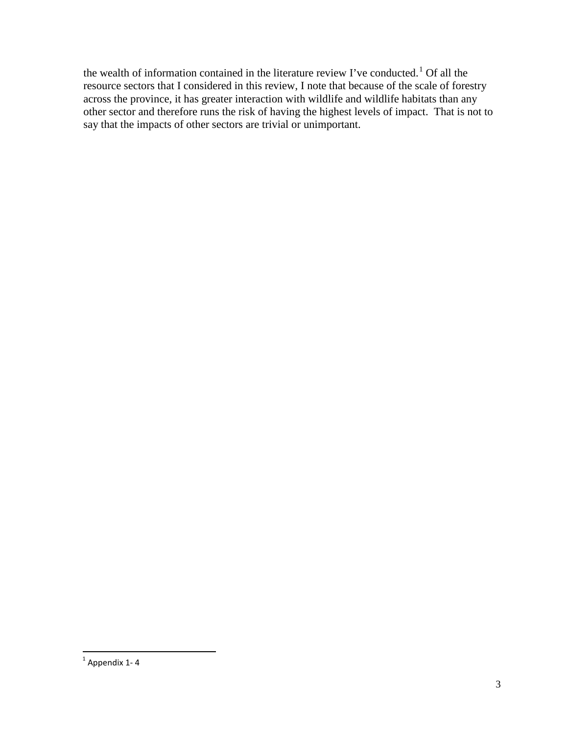the wealth of information contained in the literature review I've conducted.[1] Of all the resource sectors that I considered in this review, I note that because of the scale of forestry across the province, it has greater interaction with wildlife and wildlife habitats than any other sector and therefore runs the risk of having the highest levels of impact. That is not to say that the impacts of other sectors are trivial or unimportant.

[1] Appendix 1- 4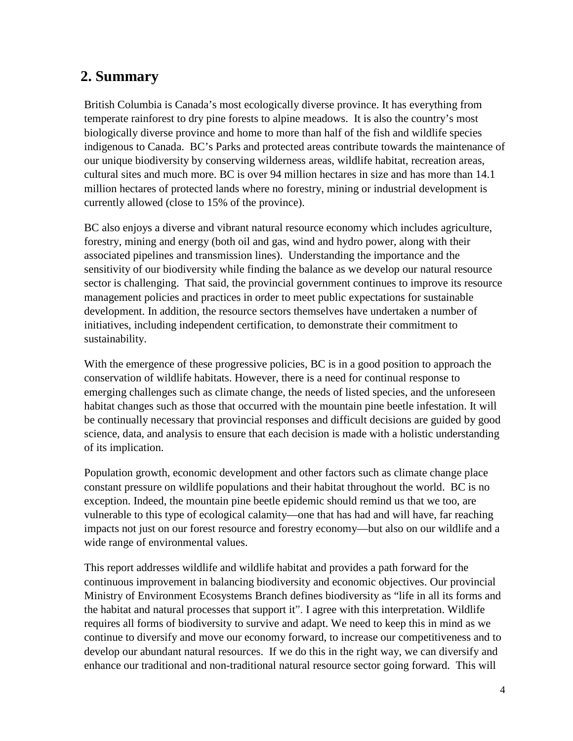## 2. Summary

British Columbia is Canada's most ecologically diverse province. It has everything from temperate rainforest to dry pine forests to alpine meadows. It is also the country's most biologically diverse province and home to more than half of the fish and wildlife species indigenous to Canada. BC's Parks and protected areas contribute towards the maintenance of our unique biodiversity by conserving wilderness areas, wildlife habitat, recreation areas, cultural sites and much more. BC is over 94 million hectares in size and has more than 14.1 million hectares of protected lands where no forestry, mining or industrial development is currently allowed (close to 15% of the province).

BC also enjoys a diverse and vibrant natural resource economy which includes agriculture, forestry, mining and energy (both oil and gas, wind and hydro power, along with their associated pipelines and transmission lines). Understanding the importance and the sensitivity of our biodiversity while finding the balance as we develop our natural resource sector is challenging. That said, the provincial government continues to improve its resource management policies and practices in order to meet public expectations for sustainable development. In addition, the resource sectors themselves have undertaken a number of initiatives, including independent certification, to demonstrate their commitment to sustainability.

With the emergence of these progressive policies, BC is in a good position to approach the conservation of wildlife habitats. However, there is a need for continual response to emerging challenges such as climate change, the needs of listed species, and the unforeseen habitat changes such as those that occurred with the mountain pine beetle infestation. It will be continually necessary that provincial responses and difficult decisions are guided by good science, data, and analysis to ensure that each decision is made with a holistic understanding of its implication.

Population growth, economic development and other factors such as climate change place constant pressure on wildlife populations and their habitat throughout the world. BC is no exception. Indeed, the mountain pine beetle epidemic should remind us that we too, are vulnerable to this type of ecological calamity—one that has had and will have, far reaching impacts not just on our forest resource and forestry economy—but also on our wildlife and a wide range of environmental values.

This report addresses wildlife and wildlife habitat and provides a path forward for the continuous improvement in balancing biodiversity and economic objectives. Our provincial Ministry of Environment Ecosystems Branch defines biodiversity as "life in all its forms and the habitat and natural processes that support it". I agree with this interpretation. Wildlife requires all forms of biodiversity to survive and adapt. We need to keep this in mind as we continue to diversify and move our economy forward, to increase our competitiveness and to develop our abundant natural resources. If we do this in the right way, we can diversify and enhance our traditional and non-traditional natural resource sector going forward. This will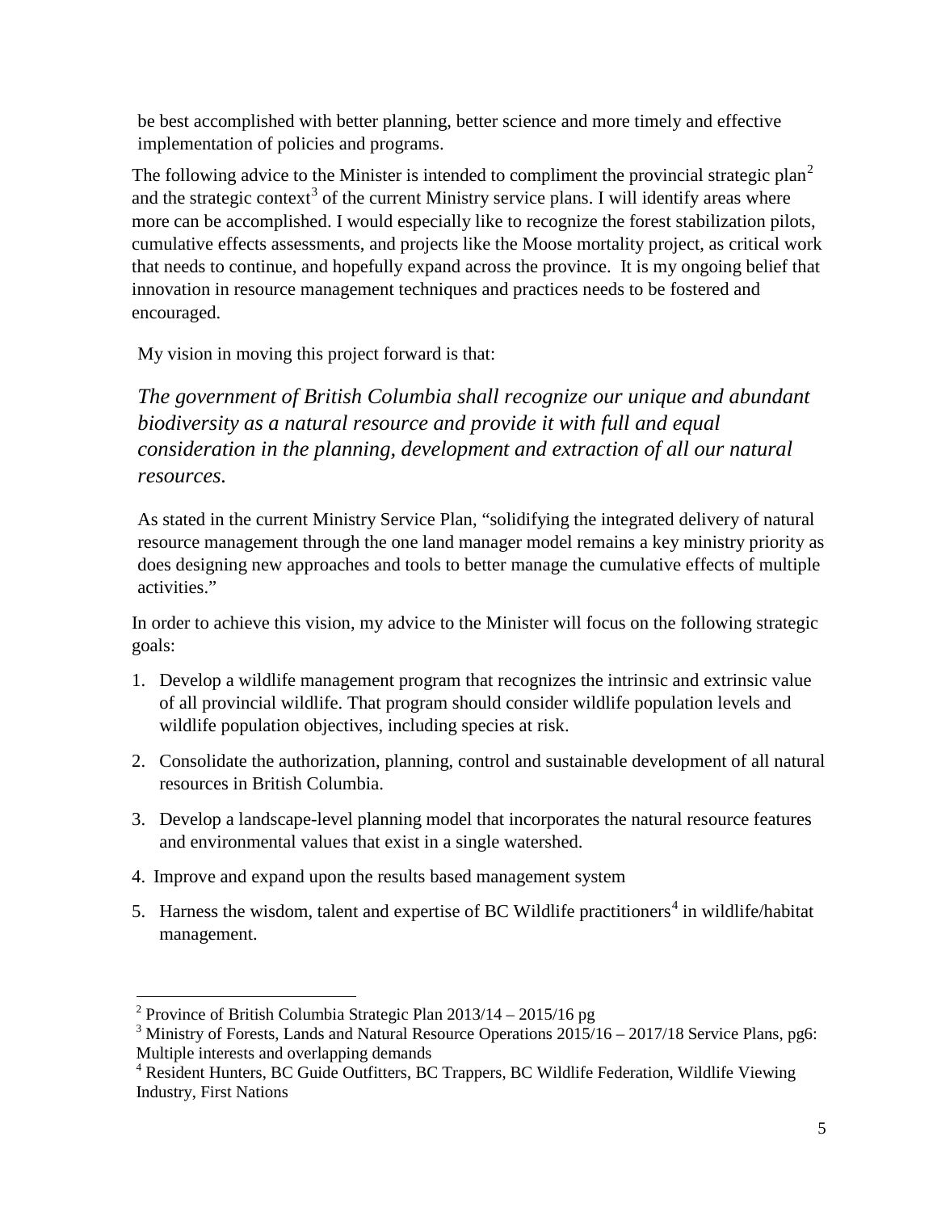be best accomplished with better planning, better science and more timely and effective implementation of policies and programs.

The following advice to the Minister is intended to compliment the provincial strategic plan[2] and the strategic context[3] of the current Ministry service plans. I will identify areas where more can be accomplished. I would especially like to recognize the forest stabilization pilots, cumulative effects assessments, and projects like the Moose mortality project, as critical work that needs to continue, and hopefully expand across the province. It is my ongoing belief that innovation in resource management techniques and practices needs to be fostered and encouraged.

My vision in moving this project forward is that:

*The government of British Columbia shall recognize our unique and abundant biodiversity as a natural resource and provide it with full and equal consideration in the planning, development and extraction of all our natural resources.*

As stated in the current Ministry Service Plan, "solidifying the integrated delivery of natural resource management through the one land manager model remains a key ministry priority as does designing new approaches and tools to better manage the cumulative effects of multiple activities."

In order to achieve this vision, my advice to the Minister will focus on the following strategic goals:

1. Develop a wildlife management program that recognizes the intrinsic and extrinsic value of all provincial wildlife. That program should consider wildlife population levels and wildlife population objectives, including species at risk.
2. Consolidate the authorization, planning, control and sustainable development of all natural resources in British Columbia.
3. Develop a landscape-level planning model that incorporates the natural resource features and environmental values that exist in a single watershed.
4. Improve and expand upon the results based management system
5. Harness the wisdom, talent and expertise of BC Wildlife practitioners[4] in wildlife/habitat management.

---

[2] Province of British Columbia Strategic Plan 2013/14 – 2015/16 pg

[3] Ministry of Forests, Lands and Natural Resource Operations 2015/16 – 2017/18 Service Plans, pg6: Multiple interests and overlapping demands

[4] Resident Hunters, BC Guide Outfitters, BC Trappers, BC Wildlife Federation, Wildlife Viewing Industry, First Nations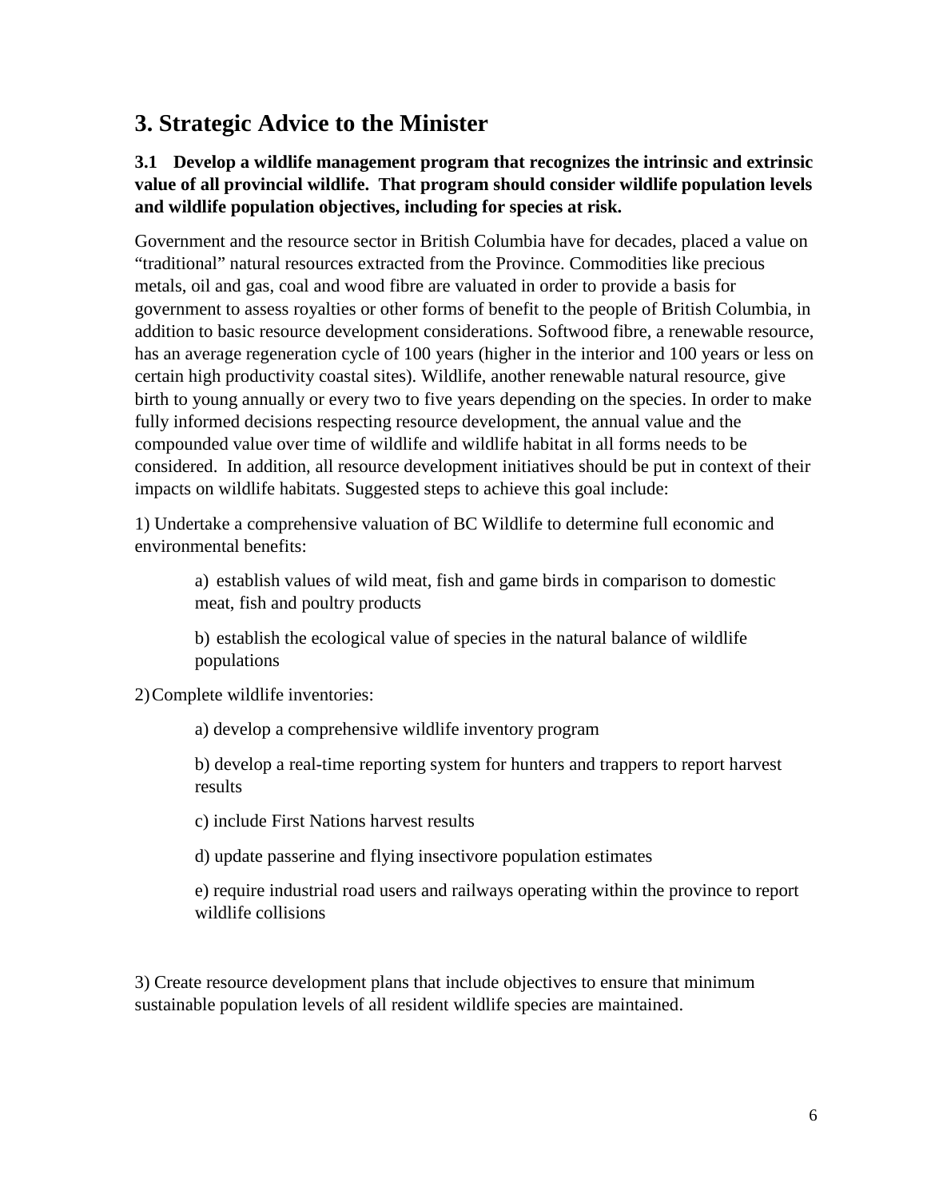## 3. Strategic Advice to the Minister

### 3.1 Develop a wildlife management program that recognizes the intrinsic and extrinsic value of all provincial wildlife. That program should consider wildlife population levels and wildlife population objectives, including for species at risk.

Government and the resource sector in British Columbia have for decades, placed a value on "traditional" natural resources extracted from the Province. Commodities like precious metals, oil and gas, coal and wood fibre are valuated in order to provide a basis for government to assess royalties or other forms of benefit to the people of British Columbia, in addition to basic resource development considerations. Softwood fibre, a renewable resource, has an average regeneration cycle of 100 years (higher in the interior and 100 years or less on certain high productivity coastal sites). Wildlife, another renewable natural resource, give birth to young annually or every two to five years depending on the species. In order to make fully informed decisions respecting resource development, the annual value and the compounded value over time of wildlife and wildlife habitat in all forms needs to be considered. In addition, all resource development initiatives should be put in context of their impacts on wildlife habitats. Suggested steps to achieve this goal include:

1) Undertake a comprehensive valuation of BC Wildlife to determine full economic and environmental benefits:

   a) establish values of wild meat, fish and game birds in comparison to domestic meat, fish and poultry products

   b) establish the ecological value of species in the natural balance of wildlife populations

2) Complete wildlife inventories:

   a) develop a comprehensive wildlife inventory program

   b) develop a real-time reporting system for hunters and trappers to report harvest results

   c) include First Nations harvest results

   d) update passerine and flying insectivore population estimates

   e) require industrial road users and railways operating within the province to report wildlife collisions

3) Create resource development plans that include objectives to ensure that minimum sustainable population levels of all resident wildlife species are maintained.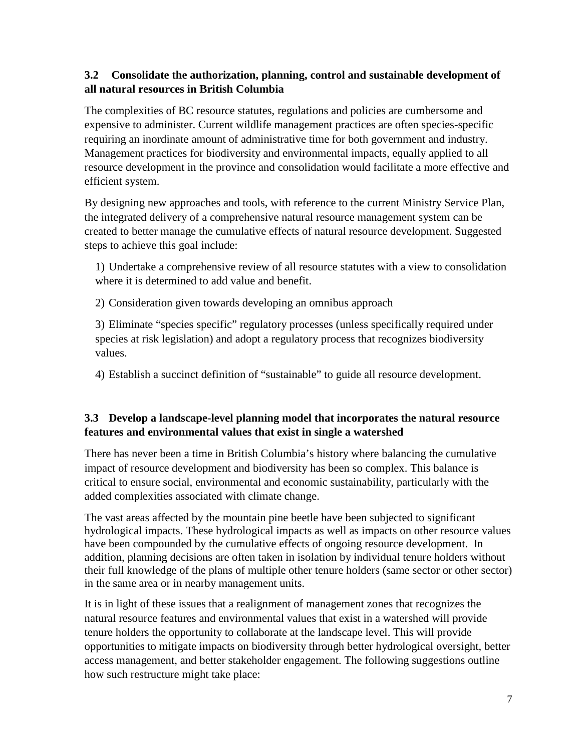### 3.2 Consolidate the authorization, planning, control and sustainable development of all natural resources in British Columbia

The complexities of BC resource statutes, regulations and policies are cumbersome and expensive to administer. Current wildlife management practices are often species-specific requiring an inordinate amount of administrative time for both government and industry. Management practices for biodiversity and environmental impacts, equally applied to all resource development in the province and consolidation would facilitate a more effective and efficient system.

By designing new approaches and tools, with reference to the current Ministry Service Plan, the integrated delivery of a comprehensive natural resource management system can be created to better manage the cumulative effects of natural resource development. Suggested steps to achieve this goal include:

1) Undertake a comprehensive review of all resource statutes with a view to consolidation where it is determined to add value and benefit.

2) Consideration given towards developing an omnibus approach

3) Eliminate “species specific” regulatory processes (unless specifically required under species at risk legislation) and adopt a regulatory process that recognizes biodiversity values.

4) Establish a succinct definition of “sustainable” to guide all resource development.

### 3.3 Develop a landscape-level planning model that incorporates the natural resource features and environmental values that exist in single a watershed

There has never been a time in British Columbia’s history where balancing the cumulative impact of resource development and biodiversity has been so complex. This balance is critical to ensure social, environmental and economic sustainability, particularly with the added complexities associated with climate change.

The vast areas affected by the mountain pine beetle have been subjected to significant hydrological impacts. These hydrological impacts as well as impacts on other resource values have been compounded by the cumulative effects of ongoing resource development. In addition, planning decisions are often taken in isolation by individual tenure holders without their full knowledge of the plans of multiple other tenure holders (same sector or other sector) in the same area or in nearby management units.

It is in light of these issues that a realignment of management zones that recognizes the natural resource features and environmental values that exist in a watershed will provide tenure holders the opportunity to collaborate at the landscape level. This will provide opportunities to mitigate impacts on biodiversity through better hydrological oversight, better access management, and better stakeholder engagement. The following suggestions outline how such restructure might take place: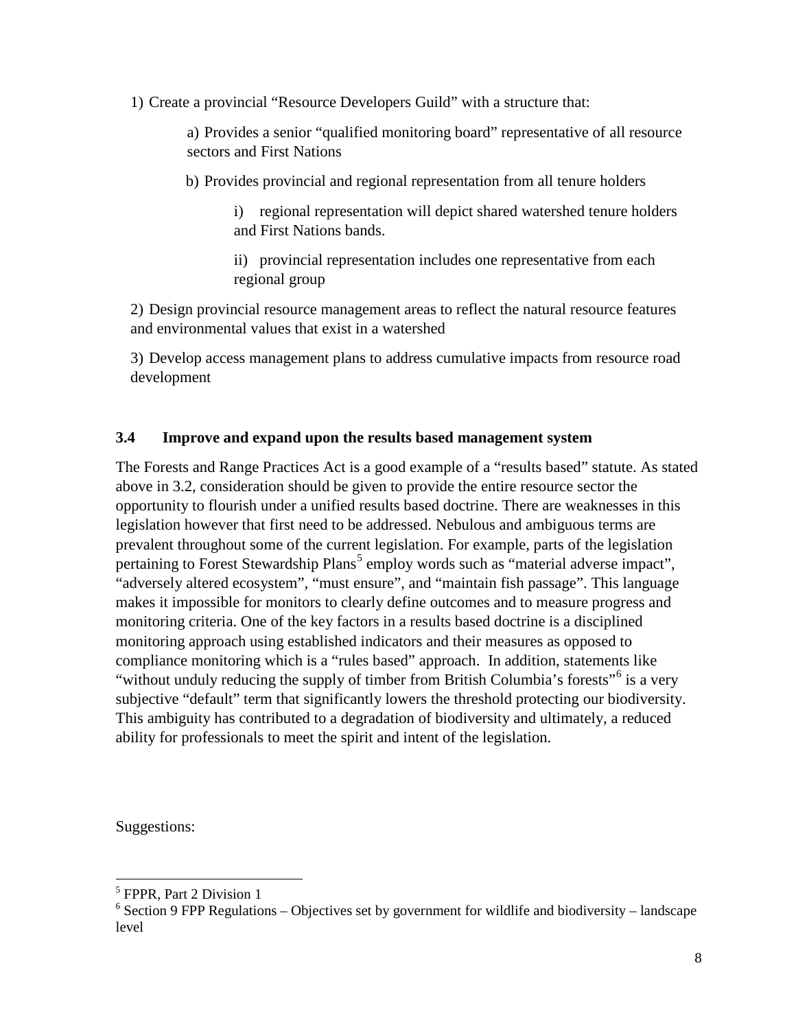1) Create a provincial "Resource Developers Guild" with a structure that:

   a) Provides a senior "qualified monitoring board" representative of all resource sectors and First Nations

   b) Provides provincial and regional representation from all tenure holders

      i) regional representation will depict shared watershed tenure holders and First Nations bands.

      ii) provincial representation includes one representative from each regional group

2) Design provincial resource management areas to reflect the natural resource features and environmental values that exist in a watershed

3) Develop access management plans to address cumulative impacts from resource road development

### 3.4 Improve and expand upon the results based management system

The Forests and Range Practices Act is a good example of a "results based" statute. As stated above in 3.2, consideration should be given to provide the entire resource sector the opportunity to flourish under a unified results based doctrine. There are weaknesses in this legislation however that first need to be addressed. Nebulous and ambiguous terms are prevalent throughout some of the current legislation. For example, parts of the legislation pertaining to Forest Stewardship Plans[5] employ words such as "material adverse impact", "adversely altered ecosystem", "must ensure", and "maintain fish passage". This language makes it impossible for monitors to clearly define outcomes and to measure progress and monitoring criteria. One of the key factors in a results based doctrine is a disciplined monitoring approach using established indicators and their measures as opposed to compliance monitoring which is a "rules based" approach. In addition, statements like "without unduly reducing the supply of timber from British Columbia's forests"[6] is a very subjective "default" term that significantly lowers the threshold protecting our biodiversity. This ambiguity has contributed to a degradation of biodiversity and ultimately, a reduced ability for professionals to meet the spirit and intent of the legislation.

Suggestions:

---

[5] FPPR, Part 2 Division 1

[6] Section 9 FPP Regulations – Objectives set by government for wildlife and biodiversity – landscape level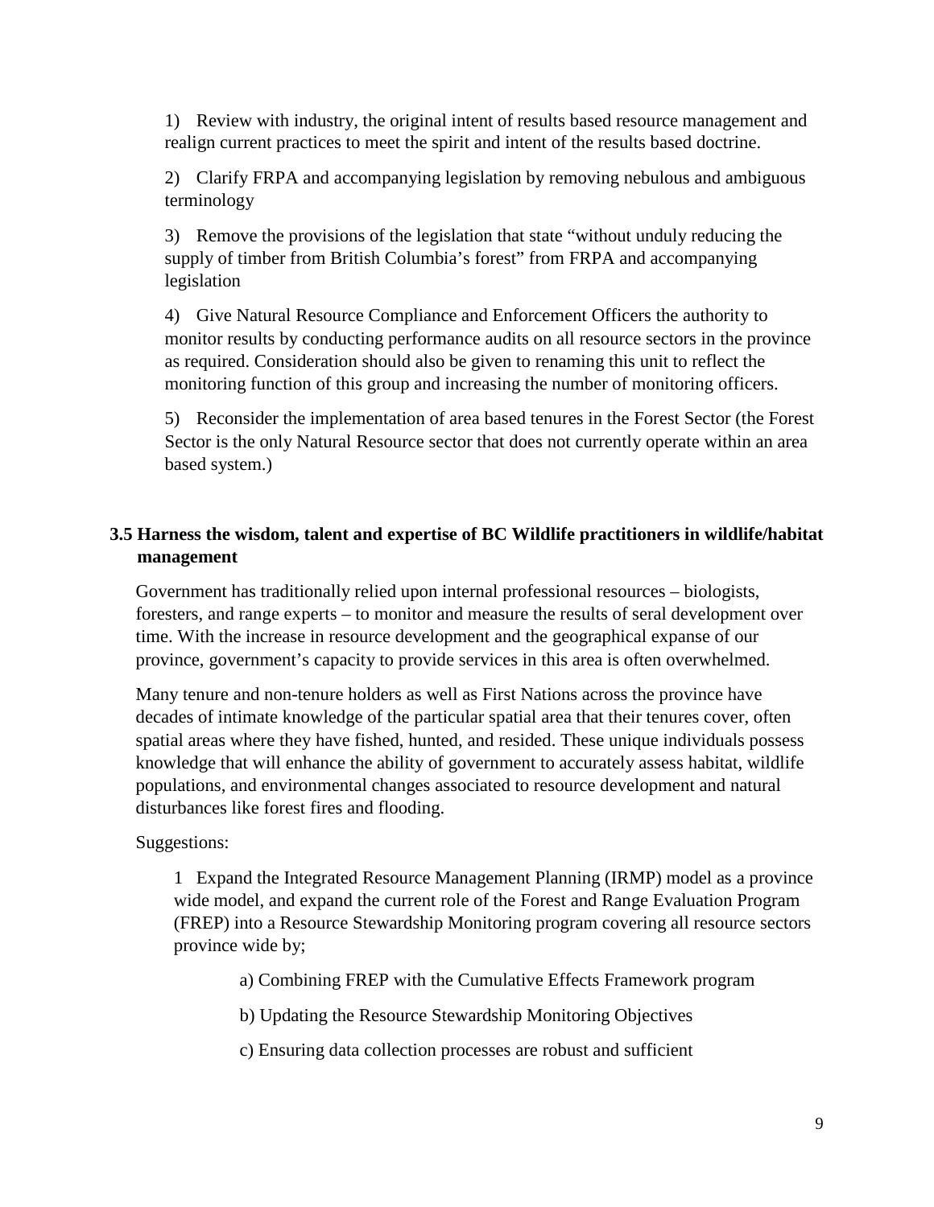1) Review with industry, the original intent of results based resource management and realign current practices to meet the spirit and intent of the results based doctrine.

2) Clarify FRPA and accompanying legislation by removing nebulous and ambiguous terminology

3) Remove the provisions of the legislation that state "without unduly reducing the supply of timber from British Columbia's forest" from FRPA and accompanying legislation

4) Give Natural Resource Compliance and Enforcement Officers the authority to monitor results by conducting performance audits on all resource sectors in the province as required. Consideration should also be given to renaming this unit to reflect the monitoring function of this group and increasing the number of monitoring officers.

5) Reconsider the implementation of area based tenures in the Forest Sector (the Forest Sector is the only Natural Resource sector that does not currently operate within an area based system.)

### 3.5 Harness the wisdom, talent and expertise of BC Wildlife practitioners in wildlife/habitat management

Government has traditionally relied upon internal professional resources – biologists, foresters, and range experts – to monitor and measure the results of seral development over time. With the increase in resource development and the geographical expanse of our province, government's capacity to provide services in this area is often overwhelmed.

Many tenure and non-tenure holders as well as First Nations across the province have decades of intimate knowledge of the particular spatial area that their tenures cover, often spatial areas where they have fished, hunted, and resided. These unique individuals possess knowledge that will enhance the ability of government to accurately assess habitat, wildlife populations, and environmental changes associated to resource development and natural disturbances like forest fires and flooding.

Suggestions:

1 Expand the Integrated Resource Management Planning (IRMP) model as a province wide model, and expand the current role of the Forest and Range Evaluation Program (FREP) into a Resource Stewardship Monitoring program covering all resource sectors province wide by;

a) Combining FREP with the Cumulative Effects Framework program

b) Updating the Resource Stewardship Monitoring Objectives

c) Ensuring data collection processes are robust and sufficient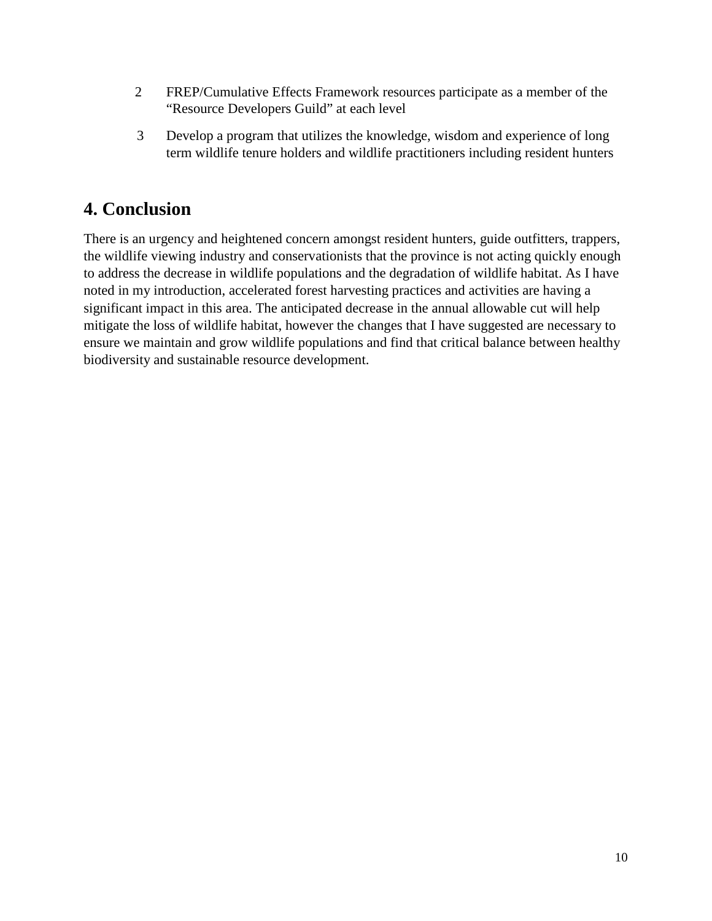2. FREP/Cumulative Effects Framework resources participate as a member of the "Resource Developers Guild" at each level
3. Develop a program that utilizes the knowledge, wisdom and experience of long term wildlife tenure holders and wildlife practitioners including resident hunters

## 4. Conclusion

There is an urgency and heightened concern amongst resident hunters, guide outfitters, trappers, the wildlife viewing industry and conservationists that the province is not acting quickly enough to address the decrease in wildlife populations and the degradation of wildlife habitat. As I have noted in my introduction, accelerated forest harvesting practices and activities are having a significant impact in this area. The anticipated decrease in the annual allowable cut will help mitigate the loss of wildlife habitat, however the changes that I have suggested are necessary to ensure we maintain and grow wildlife populations and find that critical balance between healthy biodiversity and sustainable resource development.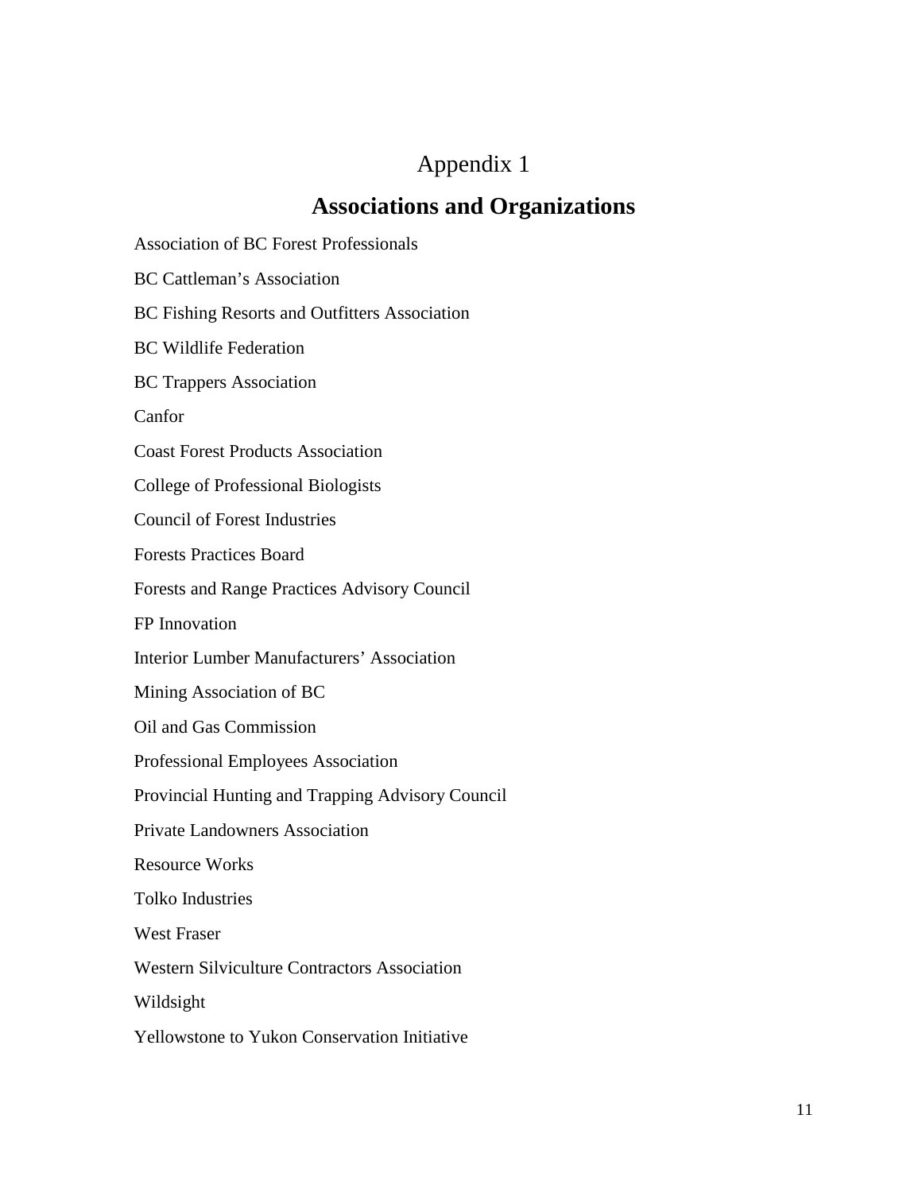# Appendix 1

## Associations and Organizations

Association of BC Forest Professionals

BC Cattleman's Association

BC Fishing Resorts and Outfitters Association

BC Wildlife Federation

BC Trappers Association

Canfor

Coast Forest Products Association

College of Professional Biologists

Council of Forest Industries

Forests Practices Board

Forests and Range Practices Advisory Council

FP Innovation

Interior Lumber Manufacturers' Association

Mining Association of BC

Oil and Gas Commission

Professional Employees Association

Provincial Hunting and Trapping Advisory Council

Private Landowners Association

Resource Works

Tolko Industries

West Fraser

Western Silviculture Contractors Association

Wildsight

Yellowstone to Yukon Conservation Initiative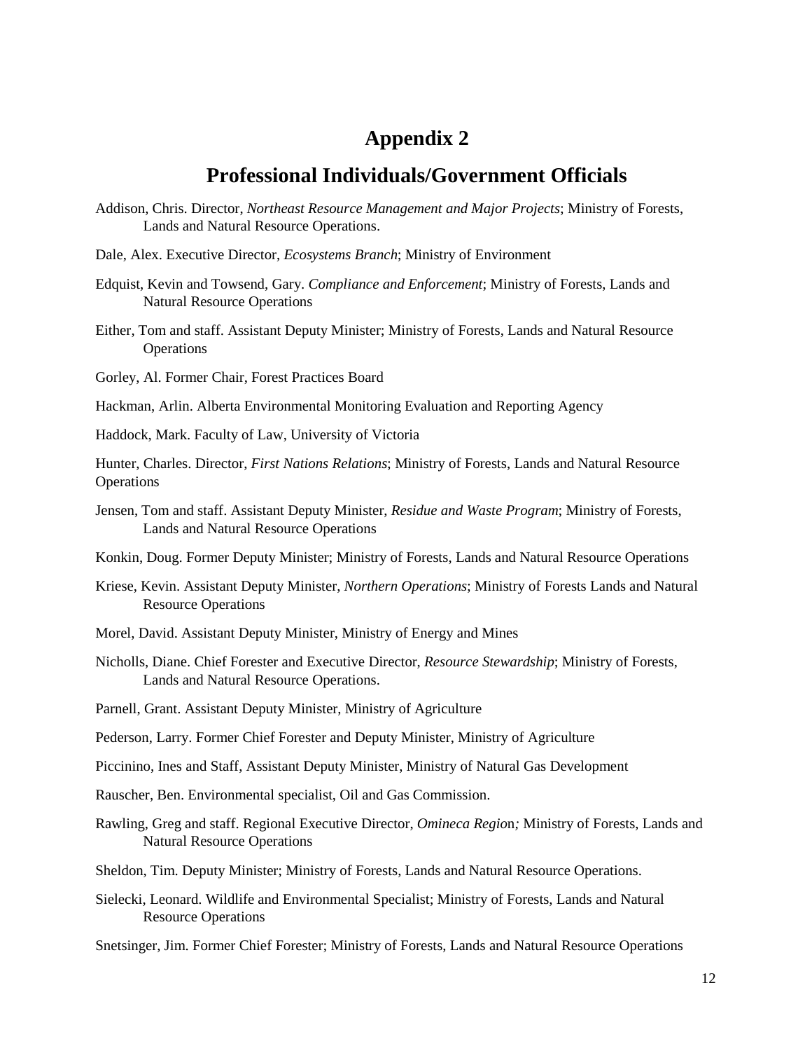# Appendix 2

## Professional Individuals/Government Officials

Addison, Chris. Director, *Northeast Resource Management and Major Projects*; Ministry of Forests, Lands and Natural Resource Operations.

Dale, Alex. Executive Director, *Ecosystems Branch*; Ministry of Environment

Edquist, Kevin and Towsend, Gary. *Compliance and Enforcement*; Ministry of Forests, Lands and Natural Resource Operations

Either, Tom and staff. Assistant Deputy Minister; Ministry of Forests, Lands and Natural Resource Operations

Gorley, Al. Former Chair, Forest Practices Board

Hackman, Arlin. Alberta Environmental Monitoring Evaluation and Reporting Agency

Haddock, Mark. Faculty of Law, University of Victoria

Hunter, Charles. Director, *First Nations Relations*; Ministry of Forests, Lands and Natural Resource Operations

Jensen, Tom and staff. Assistant Deputy Minister, *Residue and Waste Program*; Ministry of Forests, Lands and Natural Resource Operations

Konkin, Doug. Former Deputy Minister; Ministry of Forests, Lands and Natural Resource Operations

Kriese, Kevin. Assistant Deputy Minister, *Northern Operations*; Ministry of Forests Lands and Natural Resource Operations

Morel, David. Assistant Deputy Minister, Ministry of Energy and Mines

Nicholls, Diane. Chief Forester and Executive Director, *Resource Stewardship*; Ministry of Forests, Lands and Natural Resource Operations.

Parnell, Grant. Assistant Deputy Minister, Ministry of Agriculture

Pederson, Larry. Former Chief Forester and Deputy Minister, Ministry of Agriculture

Piccinino, Ines and Staff, Assistant Deputy Minister, Ministry of Natural Gas Development

Rauscher, Ben. Environmental specialist, Oil and Gas Commission.

Rawling, Greg and staff. Regional Executive Director, *Omineca Region;* Ministry of Forests, Lands and Natural Resource Operations

Sheldon, Tim. Deputy Minister; Ministry of Forests, Lands and Natural Resource Operations.

Sielecki, Leonard. Wildlife and Environmental Specialist; Ministry of Forests, Lands and Natural Resource Operations

Snetsinger, Jim. Former Chief Forester; Ministry of Forests, Lands and Natural Resource Operations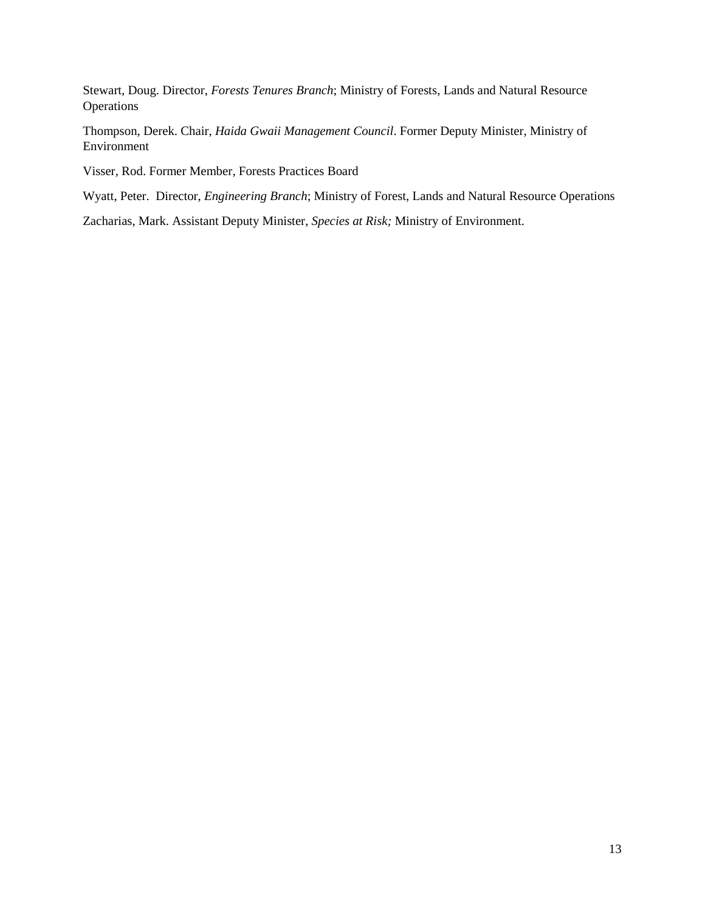Stewart, Doug. Director, *Forests Tenures Branch*; Ministry of Forests, Lands and Natural Resource Operations

Thompson, Derek. Chair, *Haida Gwaii Management Council*. Former Deputy Minister, Ministry of Environment

Visser, Rod. Former Member, Forests Practices Board

Wyatt, Peter. Director, *Engineering Branch*; Ministry of Forest, Lands and Natural Resource Operations

Zacharias, Mark. Assistant Deputy Minister, *Species at Risk;* Ministry of Environment.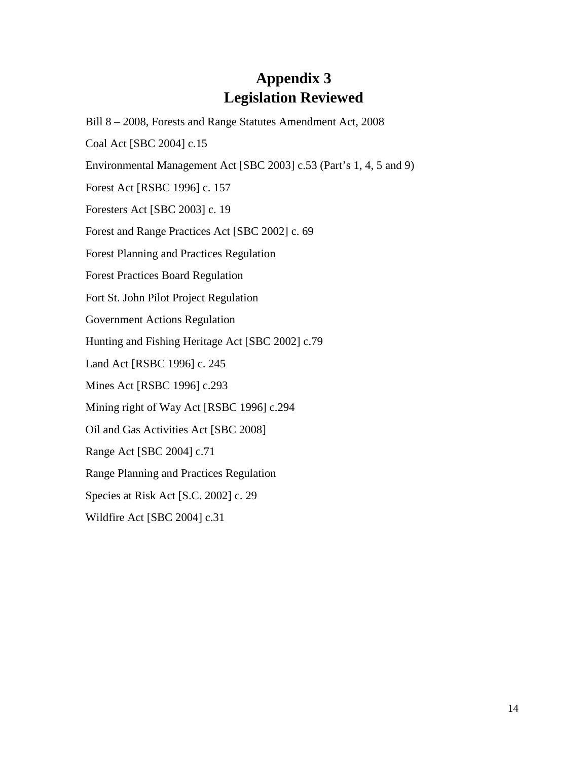# Appendix 3
# Legislation Reviewed

Bill 8 – 2008, Forests and Range Statutes Amendment Act, 2008

Coal Act [SBC 2004] c.15

Environmental Management Act [SBC 2003] c.53 (Part's 1, 4, 5 and 9)

Forest Act [RSBC 1996] c. 157

Foresters Act [SBC 2003] c. 19

Forest and Range Practices Act [SBC 2002] c. 69

Forest Planning and Practices Regulation

Forest Practices Board Regulation

Fort St. John Pilot Project Regulation

Government Actions Regulation

Hunting and Fishing Heritage Act [SBC 2002] c.79

Land Act [RSBC 1996] c. 245

Mines Act [RSBC 1996] c.293

Mining right of Way Act [RSBC 1996] c.294

Oil and Gas Activities Act [SBC 2008]

Range Act [SBC 2004] c.71

Range Planning and Practices Regulation

Species at Risk Act [S.C. 2002] c. 29

Wildfire Act [SBC 2004] c.31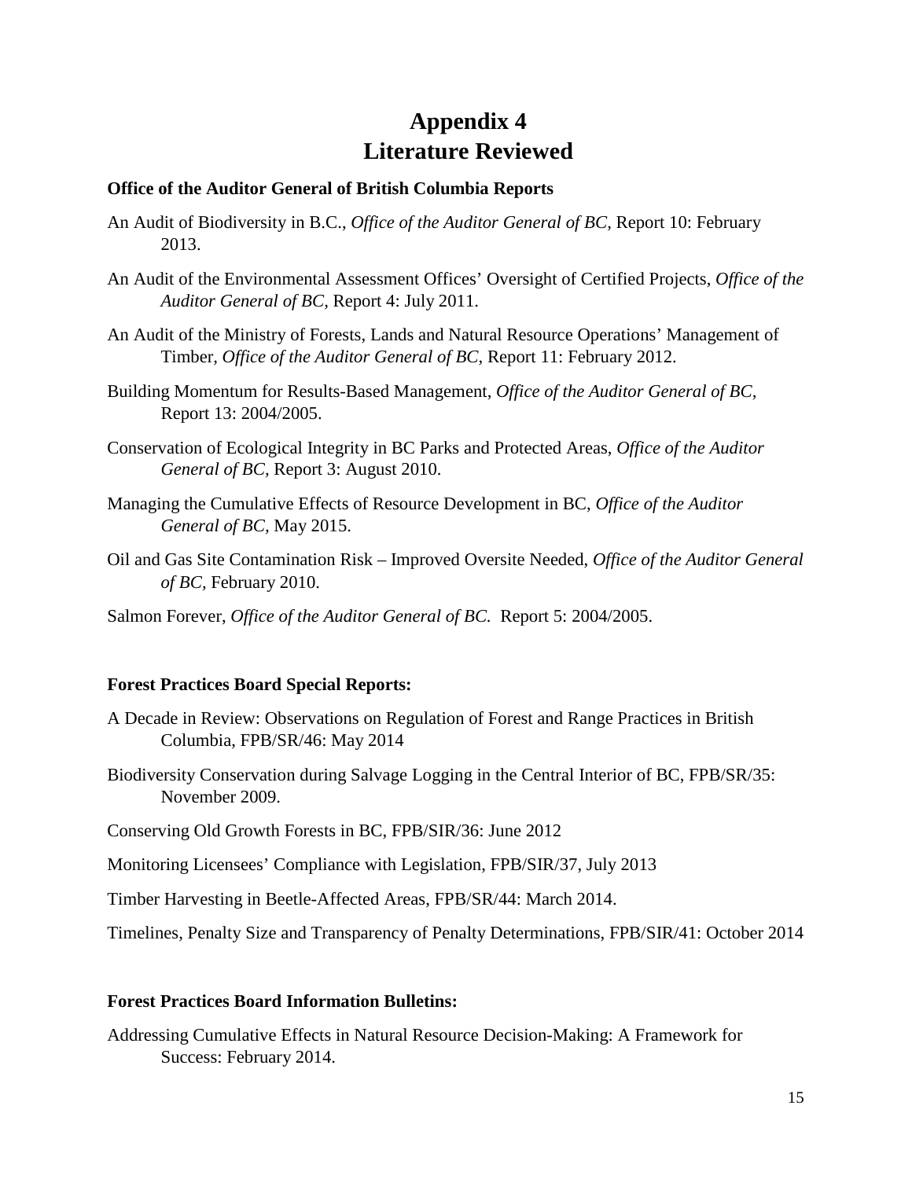# Appendix 4
# Literature Reviewed

**Office of the Auditor General of British Columbia Reports**

An Audit of Biodiversity in B.C., *Office of the Auditor General of BC,* Report 10: February 2013.

An Audit of the Environmental Assessment Offices' Oversight of Certified Projects, *Office of the Auditor General of BC,* Report 4: July 2011.

An Audit of the Ministry of Forests, Lands and Natural Resource Operations' Management of Timber, *Office of the Auditor General of BC,* Report 11: February 2012.

Building Momentum for Results-Based Management, *Office of the Auditor General of BC,* Report 13: 2004/2005.

Conservation of Ecological Integrity in BC Parks and Protected Areas, *Office of the Auditor General of BC,* Report 3: August 2010.

Managing the Cumulative Effects of Resource Development in BC, *Office of the Auditor General of BC,* May 2015.

Oil and Gas Site Contamination Risk – Improved Oversite Needed, *Office of the Auditor General of BC,* February 2010.

Salmon Forever, *Office of the Auditor General of BC.* Report 5: 2004/2005.

**Forest Practices Board Special Reports:**

A Decade in Review: Observations on Regulation of Forest and Range Practices in British Columbia, FPB/SR/46: May 2014

Biodiversity Conservation during Salvage Logging in the Central Interior of BC, FPB/SR/35: November 2009.

Conserving Old Growth Forests in BC, FPB/SIR/36: June 2012

Monitoring Licensees' Compliance with Legislation, FPB/SIR/37, July 2013

Timber Harvesting in Beetle-Affected Areas, FPB/SR/44: March 2014.

Timelines, Penalty Size and Transparency of Penalty Determinations, FPB/SIR/41: October 2014

**Forest Practices Board Information Bulletins:**

Addressing Cumulative Effects in Natural Resource Decision-Making: A Framework for Success: February 2014.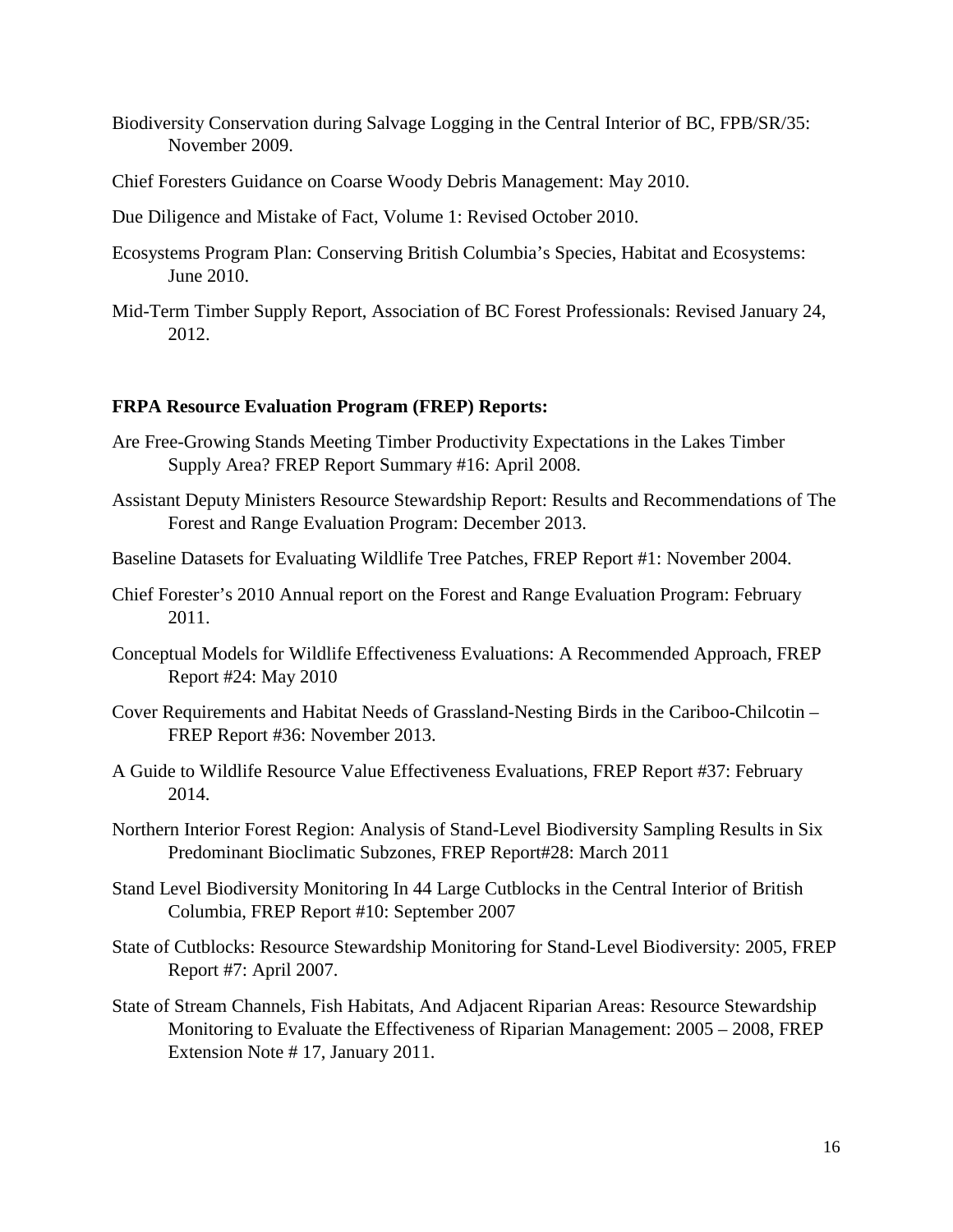Biodiversity Conservation during Salvage Logging in the Central Interior of BC, FPB/SR/35: November 2009.

Chief Foresters Guidance on Coarse Woody Debris Management: May 2010.

Due Diligence and Mistake of Fact, Volume 1: Revised October 2010.

Ecosystems Program Plan: Conserving British Columbia's Species, Habitat and Ecosystems: June 2010.

Mid-Term Timber Supply Report, Association of BC Forest Professionals: Revised January 24, 2012.

**FRPA Resource Evaluation Program (FREP) Reports:**

Are Free-Growing Stands Meeting Timber Productivity Expectations in the Lakes Timber Supply Area? FREP Report Summary #16: April 2008.

Assistant Deputy Ministers Resource Stewardship Report: Results and Recommendations of The Forest and Range Evaluation Program: December 2013.

Baseline Datasets for Evaluating Wildlife Tree Patches, FREP Report #1: November 2004.

Chief Forester's 2010 Annual report on the Forest and Range Evaluation Program: February 2011.

Conceptual Models for Wildlife Effectiveness Evaluations: A Recommended Approach, FREP Report #24: May 2010

Cover Requirements and Habitat Needs of Grassland-Nesting Birds in the Cariboo-Chilcotin – FREP Report #36: November 2013.

A Guide to Wildlife Resource Value Effectiveness Evaluations, FREP Report #37: February 2014.

Northern Interior Forest Region: Analysis of Stand-Level Biodiversity Sampling Results in Six Predominant Bioclimatic Subzones, FREP Report#28: March 2011

Stand Level Biodiversity Monitoring In 44 Large Cutblocks in the Central Interior of British Columbia, FREP Report #10: September 2007

State of Cutblocks: Resource Stewardship Monitoring for Stand-Level Biodiversity: 2005, FREP Report #7: April 2007.

State of Stream Channels, Fish Habitats, And Adjacent Riparian Areas: Resource Stewardship Monitoring to Evaluate the Effectiveness of Riparian Management: 2005 – 2008, FREP Extension Note # 17, January 2011.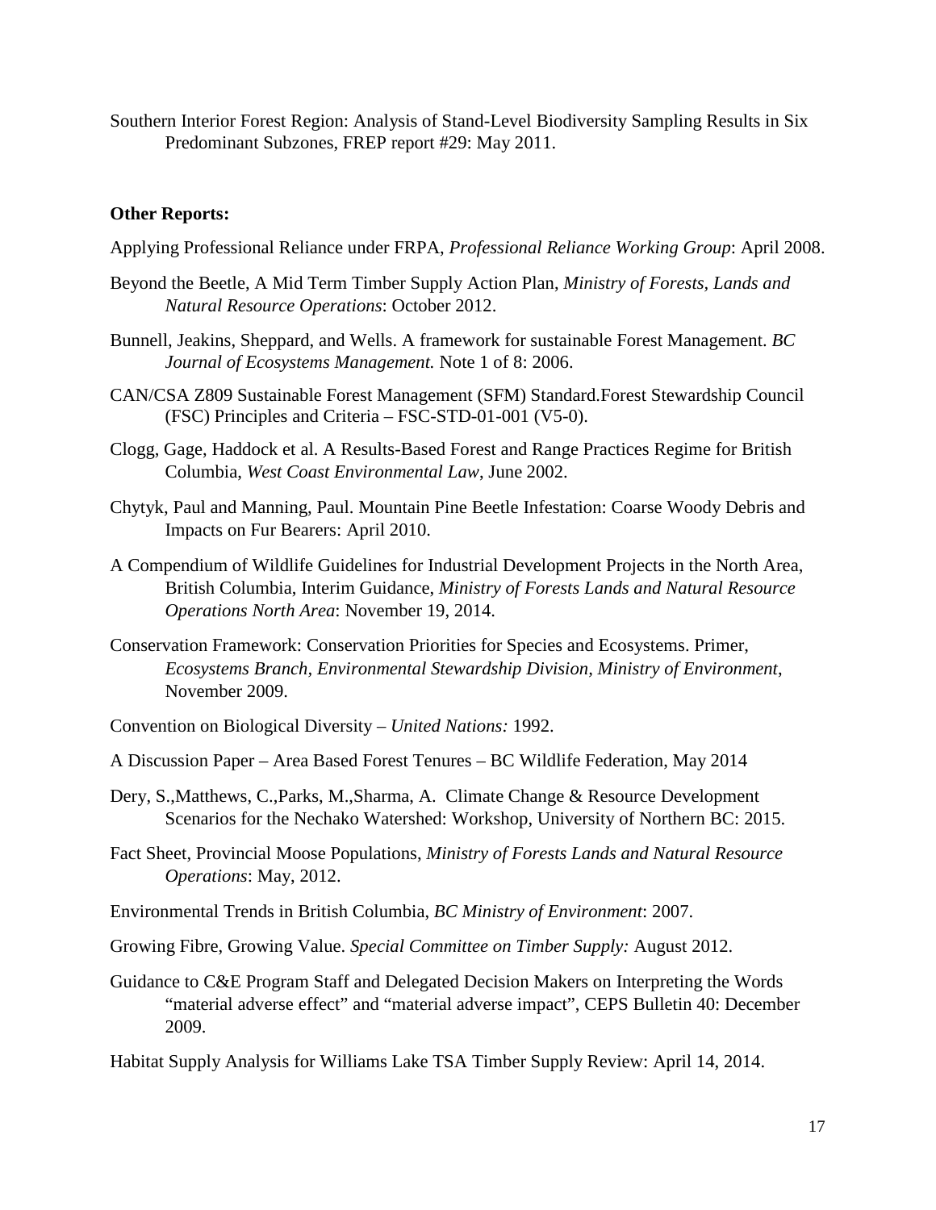Southern Interior Forest Region: Analysis of Stand-Level Biodiversity Sampling Results in Six Predominant Subzones, FREP report #29: May 2011.

**Other Reports:**

Applying Professional Reliance under FRPA, *Professional Reliance Working Group*: April 2008.

Beyond the Beetle, A Mid Term Timber Supply Action Plan, *Ministry of Forests, Lands and Natural Resource Operations*: October 2012.

Bunnell, Jeakins, Sheppard, and Wells. A framework for sustainable Forest Management. *BC Journal of Ecosystems Management.* Note 1 of 8: 2006.

CAN/CSA Z809 Sustainable Forest Management (SFM) Standard.Forest Stewardship Council (FSC) Principles and Criteria – FSC-STD-01-001 (V5-0).

Clogg, Gage, Haddock et al. A Results-Based Forest and Range Practices Regime for British Columbia, *West Coast Environmental Law*, June 2002.

Chytyk, Paul and Manning, Paul. Mountain Pine Beetle Infestation: Coarse Woody Debris and Impacts on Fur Bearers: April 2010.

A Compendium of Wildlife Guidelines for Industrial Development Projects in the North Area, British Columbia, Interim Guidance, *Ministry of Forests Lands and Natural Resource Operations North Area*: November 19, 2014.

Conservation Framework: Conservation Priorities for Species and Ecosystems. Primer, *Ecosystems Branch, Environmental Stewardship Division, Ministry of Environment*, November 2009.

Convention on Biological Diversity – *United Nations:* 1992.

A Discussion Paper – Area Based Forest Tenures – BC Wildlife Federation, May 2014

Dery, S.,Matthews, C.,Parks, M.,Sharma, A. Climate Change & Resource Development Scenarios for the Nechako Watershed: Workshop, University of Northern BC: 2015.

Fact Sheet, Provincial Moose Populations, *Ministry of Forests Lands and Natural Resource Operations*: May, 2012.

Environmental Trends in British Columbia, *BC Ministry of Environment*: 2007.

Growing Fibre, Growing Value. *Special Committee on Timber Supply:* August 2012.

Guidance to C&E Program Staff and Delegated Decision Makers on Interpreting the Words "material adverse effect" and "material adverse impact", CEPS Bulletin 40: December 2009.

Habitat Supply Analysis for Williams Lake TSA Timber Supply Review: April 14, 2014.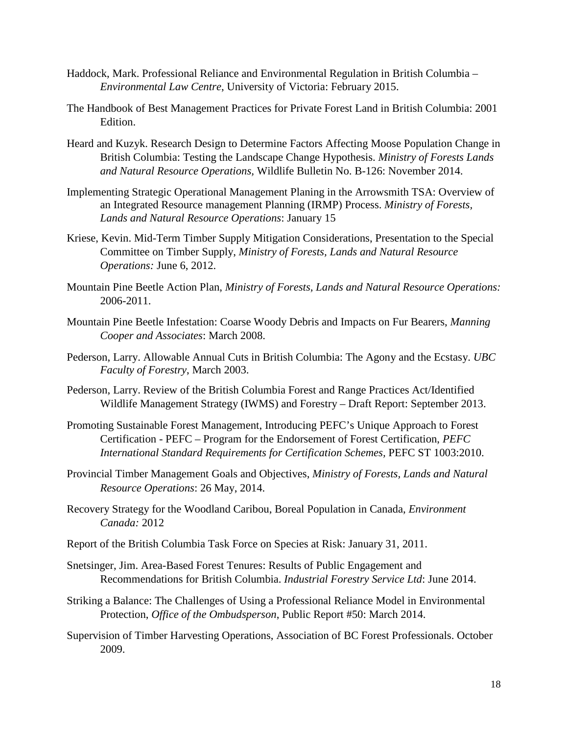Haddock, Mark. Professional Reliance and Environmental Regulation in British Columbia – *Environmental Law Centre*, University of Victoria: February 2015.

The Handbook of Best Management Practices for Private Forest Land in British Columbia: 2001 Edition.

Heard and Kuzyk. Research Design to Determine Factors Affecting Moose Population Change in British Columbia: Testing the Landscape Change Hypothesis. *Ministry of Forests Lands and Natural Resource Operations,* Wildlife Bulletin No. B-126: November 2014.

Implementing Strategic Operational Management Planing in the Arrowsmith TSA: Overview of an Integrated Resource management Planning (IRMP) Process. *Ministry of Forests, Lands and Natural Resource Operations*: January 15

Kriese, Kevin. Mid-Term Timber Supply Mitigation Considerations, Presentation to the Special Committee on Timber Supply, *Ministry of Forests, Lands and Natural Resource Operations:* June 6, 2012.

Mountain Pine Beetle Action Plan, *Ministry of Forests, Lands and Natural Resource Operations:* 2006-2011.

Mountain Pine Beetle Infestation: Coarse Woody Debris and Impacts on Fur Bearers, *Manning Cooper and Associates*: March 2008.

Pederson, Larry. Allowable Annual Cuts in British Columbia: The Agony and the Ecstasy. *UBC Faculty of Forestry*, March 2003.

Pederson, Larry. Review of the British Columbia Forest and Range Practices Act/Identified Wildlife Management Strategy (IWMS) and Forestry – Draft Report: September 2013.

Promoting Sustainable Forest Management, Introducing PEFC's Unique Approach to Forest Certification - PEFC – Program for the Endorsement of Forest Certification, *PEFC International Standard Requirements for Certification Schemes,* PEFC ST 1003:2010.

Provincial Timber Management Goals and Objectives, *Ministry of Forests, Lands and Natural Resource Operations*: 26 May, 2014.

Recovery Strategy for the Woodland Caribou, Boreal Population in Canada, *Environment Canada:* 2012

Report of the British Columbia Task Force on Species at Risk: January 31, 2011.

Snetsinger, Jim. Area-Based Forest Tenures: Results of Public Engagement and Recommendations for British Columbia. *Industrial Forestry Service Ltd*: June 2014.

Striking a Balance: The Challenges of Using a Professional Reliance Model in Environmental Protection, *Office of the Ombudsperson*, Public Report #50: March 2014.

Supervision of Timber Harvesting Operations, Association of BC Forest Professionals. October 2009.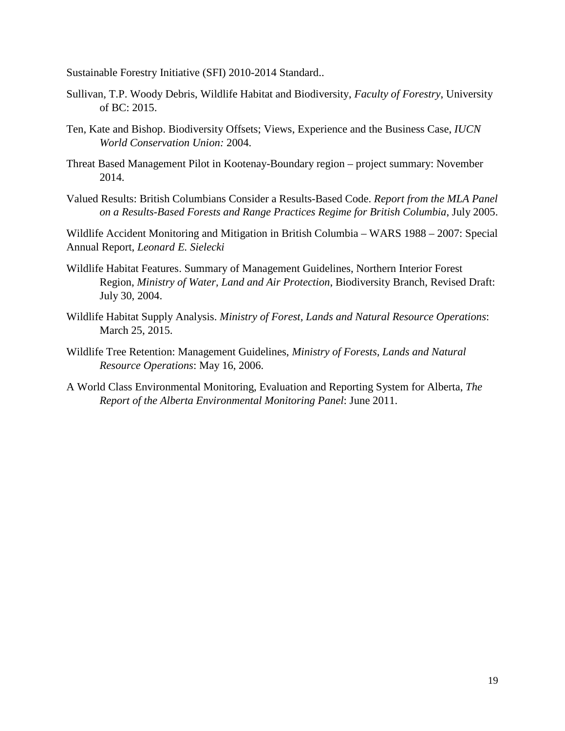Sustainable Forestry Initiative (SFI) 2010-2014 Standard..

Sullivan, T.P. Woody Debris, Wildlife Habitat and Biodiversity, *Faculty of Forestry*, University of BC: 2015.

Ten, Kate and Bishop. Biodiversity Offsets; Views, Experience and the Business Case, *IUCN World Conservation Union:* 2004.

Threat Based Management Pilot in Kootenay-Boundary region – project summary: November 2014.

Valued Results: British Columbians Consider a Results-Based Code. *Report from the MLA Panel on a Results-Based Forests and Range Practices Regime for British Columbia*, July 2005.

Wildlife Accident Monitoring and Mitigation in British Columbia – WARS 1988 – 2007: Special Annual Report, *Leonard E. Sielecki*

Wildlife Habitat Features. Summary of Management Guidelines, Northern Interior Forest Region, *Ministry of Water, Land and Air Protection*, Biodiversity Branch, Revised Draft: July 30, 2004.

Wildlife Habitat Supply Analysis. *Ministry of Forest, Lands and Natural Resource Operations*: March 25, 2015.

Wildlife Tree Retention: Management Guidelines, *Ministry of Forests, Lands and Natural Resource Operations*: May 16, 2006.

A World Class Environmental Monitoring, Evaluation and Reporting System for Alberta, *The Report of the Alberta Environmental Monitoring Panel*: June 2011.